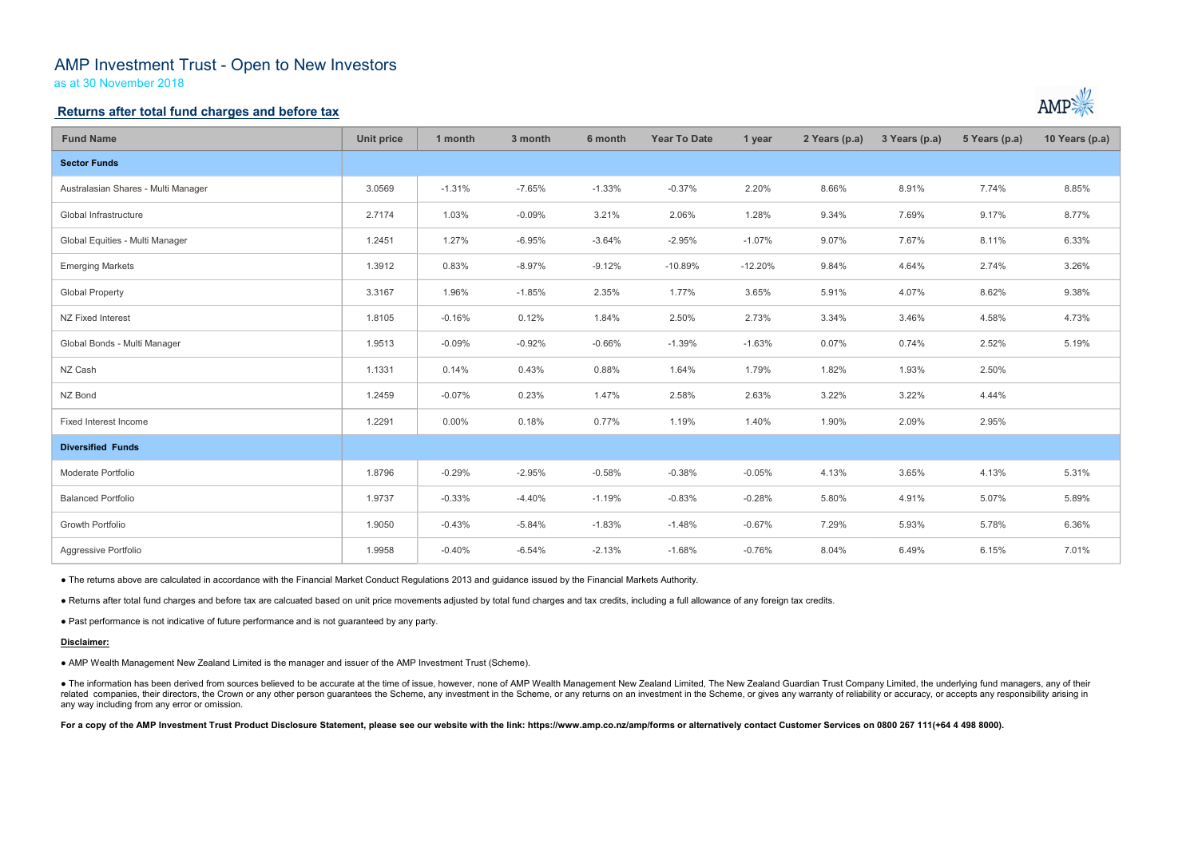# AMP Investment Trust - Open to New Investors

as at 30 November 2018

## Returns after total fund charges and before tax

| Fund Name | Unit price | 1 month | 3 month | 6 month | Year To Date | 1 year | 2 Years (p.a) | 3 Years (p.a) | 5 Years (p.a) | 10 Years (p.a) |
|---|---|---|---|---|---|---|---|---|---|---|
| **Sector Funds** | | | | | | | | | | |
| Australasian Shares - Multi Manager | 3.0569 | -1.31% | -7.65% | -1.33% | -0.37% | 2.20% | 8.66% | 8.91% | 7.74% | 8.85% |
| Global Infrastructure | 2.7174 | 1.03% | -0.09% | 3.21% | 2.06% | 1.28% | 9.34% | 7.69% | 9.17% | 8.77% |
| Global Equities - Multi Manager | 1.2451 | 1.27% | -6.95% | -3.64% | -2.95% | -1.07% | 9.07% | 7.67% | 8.11% | 6.33% |
| Emerging Markets | 1.3912 | 0.83% | -8.97% | -9.12% | -10.89% | -12.20% | 9.84% | 4.64% | 2.74% | 3.26% |
| Global Property | 3.3167 | 1.96% | -1.85% | 2.35% | 1.77% | 3.65% | 5.91% | 4.07% | 8.62% | 9.38% |
| NZ Fixed Interest | 1.8105 | -0.16% | 0.12% | 1.84% | 2.50% | 2.73% | 3.34% | 3.46% | 4.58% | 4.73% |
| Global Bonds - Multi Manager | 1.9513 | -0.09% | -0.92% | -0.66% | -1.39% | -1.63% | 0.07% | 0.74% | 2.52% | 5.19% |
| NZ Cash | 1.1331 | 0.14% | 0.43% | 0.88% | 1.64% | 1.79% | 1.82% | 1.93% | 2.50% | |
| NZ Bond | 1.2459 | -0.07% | 0.23% | 1.47% | 2.58% | 2.63% | 3.22% | 3.22% | 4.44% | |
| Fixed Interest Income | 1.2291 | 0.00% | 0.18% | 0.77% | 1.19% | 1.40% | 1.90% | 2.09% | 2.95% | |
| **Diversified Funds** | | | | | | | | | | |
| Moderate Portfolio | 1.8796 | -0.29% | -2.95% | -0.58% | -0.38% | -0.05% | 4.13% | 3.65% | 4.13% | 5.31% |
| Balanced Portfolio | 1.9737 | -0.33% | -4.40% | -1.19% | -0.83% | -0.28% | 5.80% | 4.91% | 5.07% | 5.89% |
| Growth Portfolio | 1.9050 | -0.43% | -5.84% | -1.83% | -1.48% | -0.67% | 7.29% | 5.93% | 5.78% | 6.36% |
| Aggressive Portfolio | 1.9958 | -0.40% | -6.54% | -2.13% | -1.68% | -0.76% | 8.04% | 6.49% | 6.15% | 7.01% |

- The returns above are calculated in accordance with the Financial Market Conduct Regulations 2013 and guidance issued by the Financial Markets Authority.
- Returns after total fund charges and before tax are calcuated based on unit price movements adjusted by total fund charges and tax credits, including a full allowance of any foreign tax credits.
- Past performance is not indicative of future performance and is not guaranteed by any party.

**Disclaimer:**

- AMP Wealth Management New Zealand Limited is the manager and issuer of the AMP Investment Trust (Scheme).
- The information has been derived from sources believed to be accurate at the time of issue, however, none of AMP Wealth Management New Zealand Limited, The New Zealand Guardian Trust Company Limited, the underlying fund managers, any of their related companies, their directors, the Crown or any other person guarantees the Scheme, any investment in the Scheme, or any returns on an investment in the Scheme, or gives any warranty of reliability or accuracy, or accepts any responsibility arising in any way including from any error or omission.

**For a copy of the AMP Investment Trust Product Disclosure Statement, please see our website with the link: https://www.amp.co.nz/amp/forms or alternatively contact Customer Services on 0800 267 111(+64 4 498 8000).**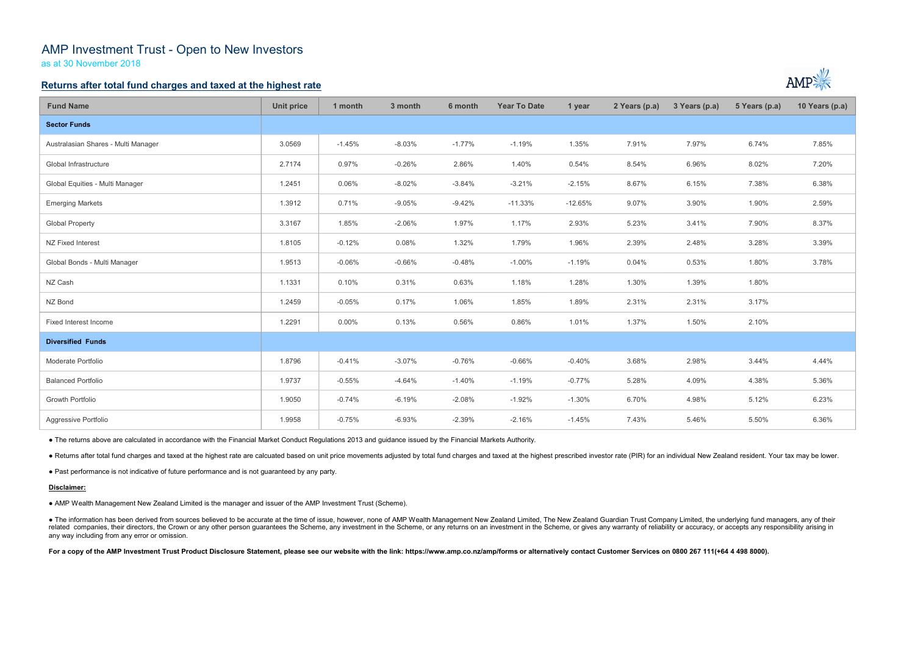# AMP Investment Trust - Open to New Investors

as at 30 November 2018

## Returns after total fund charges and taxed at the highest rate

| Fund Name | Unit price | 1 month | 3 month | 6 month | Year To Date | 1 year | 2 Years (p.a) | 3 Years (p.a) | 5 Years (p.a) | 10 Years (p.a) |
|---|---|---|---|---|---|---|---|---|---|---|
| **Sector Funds** | | | | | | | | | | |
| Australasian Shares - Multi Manager | 3.0569 | -1.45% | -8.03% | -1.77% | -1.19% | 1.35% | 7.91% | 7.97% | 6.74% | 7.85% |
| Global Infrastructure | 2.7174 | 0.97% | -0.26% | 2.86% | 1.40% | 0.54% | 8.54% | 6.96% | 8.02% | 7.20% |
| Global Equities - Multi Manager | 1.2451 | 0.06% | -8.02% | -3.84% | -3.21% | -2.15% | 8.67% | 6.15% | 7.38% | 6.38% |
| Emerging Markets | 1.3912 | 0.71% | -9.05% | -9.42% | -11.33% | -12.65% | 9.07% | 3.90% | 1.90% | 2.59% |
| Global Property | 3.3167 | 1.85% | -2.06% | 1.97% | 1.17% | 2.93% | 5.23% | 3.41% | 7.90% | 8.37% |
| NZ Fixed Interest | 1.8105 | -0.12% | 0.08% | 1.32% | 1.79% | 1.96% | 2.39% | 2.48% | 3.28% | 3.39% |
| Global Bonds - Multi Manager | 1.9513 | -0.06% | -0.66% | -0.48% | -1.00% | -1.19% | 0.04% | 0.53% | 1.80% | 3.78% |
| NZ Cash | 1.1331 | 0.10% | 0.31% | 0.63% | 1.18% | 1.28% | 1.30% | 1.39% | 1.80% | |
| NZ Bond | 1.2459 | -0.05% | 0.17% | 1.06% | 1.85% | 1.89% | 2.31% | 2.31% | 3.17% | |
| Fixed Interest Income | 1.2291 | 0.00% | 0.13% | 0.56% | 0.86% | 1.01% | 1.37% | 1.50% | 2.10% | |
| **Diversified Funds** | | | | | | | | | | |
| Moderate Portfolio | 1.8796 | -0.41% | -3.07% | -0.76% | -0.66% | -0.40% | 3.68% | 2.98% | 3.44% | 4.44% |
| Balanced Portfolio | 1.9737 | -0.55% | -4.64% | -1.40% | -1.19% | -0.77% | 5.28% | 4.09% | 4.38% | 5.36% |
| Growth Portfolio | 1.9050 | -0.74% | -6.19% | -2.08% | -1.92% | -1.30% | 6.70% | 4.98% | 5.12% | 6.23% |
| Aggressive Portfolio | 1.9958 | -0.75% | -6.93% | -2.39% | -2.16% | -1.45% | 7.43% | 5.46% | 5.50% | 6.36% |

● The returns above are calculated in accordance with the Financial Market Conduct Regulations 2013 and guidance issued by the Financial Markets Authority.

● Returns after total fund charges and taxed at the highest rate are calcuated based on unit price movements adjusted by total fund charges and taxed at the highest prescribed investor rate (PIR) for an individual New Zealand resident. Your tax may be lower.

● Past performance is not indicative of future performance and is not guaranteed by any party.

**Disclaimer:**

● AMP Wealth Management New Zealand Limited is the manager and issuer of the AMP Investment Trust (Scheme).

● The information has been derived from sources believed to be accurate at the time of issue, however, none of AMP Wealth Management New Zealand Limited, The New Zealand Guardian Trust Company Limited, the underlying fund managers, any of their related companies, their directors, the Crown or any other person guarantees the Scheme, any investment in the Scheme, or any returns on an investment in the Scheme, or gives any warranty of reliability or accuracy, or accepts any responsibility arising in any way including from any error or omission.

**For a copy of the AMP Investment Trust Product Disclosure Statement, please see our website with the link: https://www.amp.co.nz/amp/forms or alternatively contact Customer Services on 0800 267 111(+64 4 498 8000).**